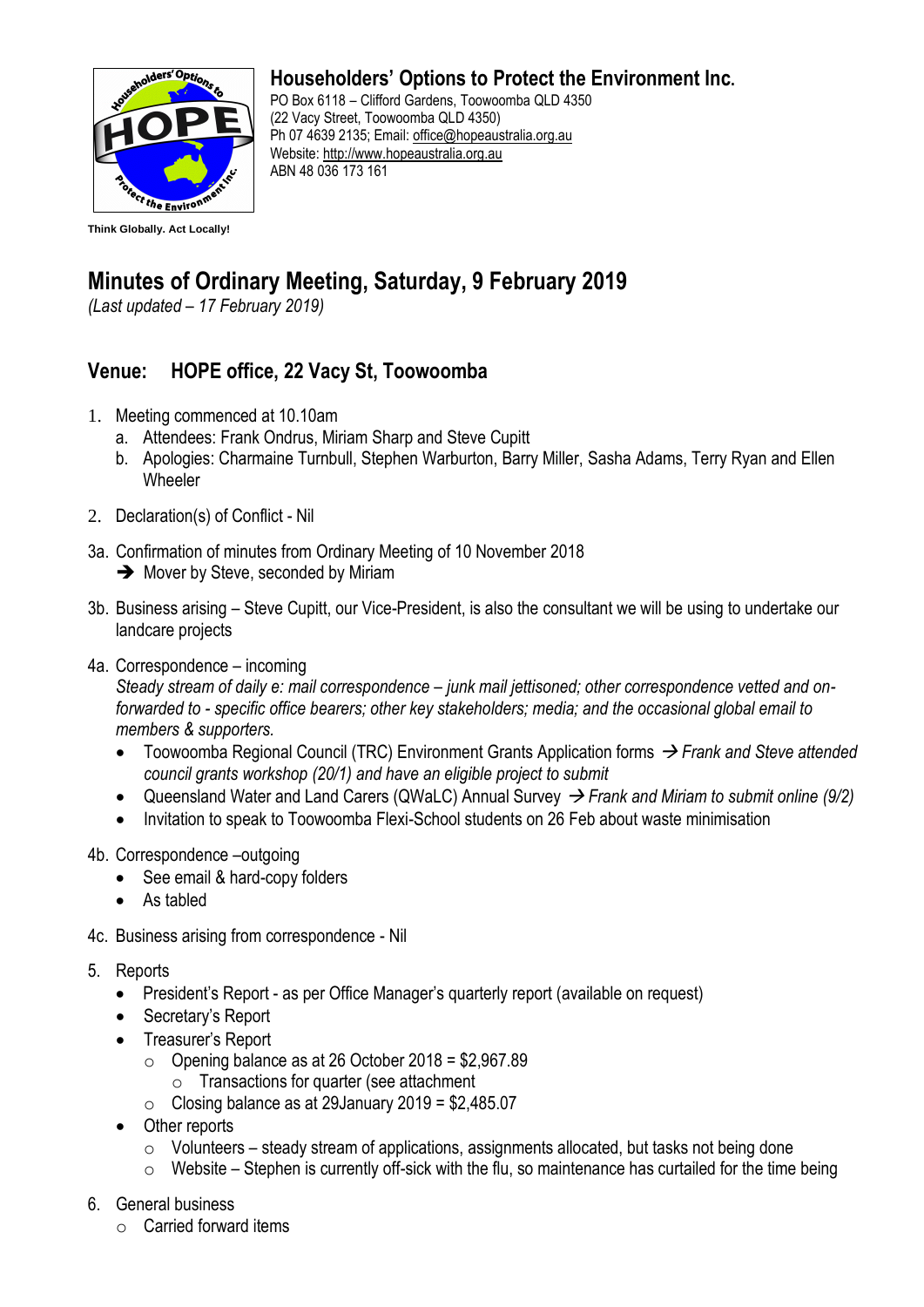# Householders' Options to Protect the Environment Inc.

PO Box 6118 – Clifford Gardens, Toowoomba QLD 4350
(22 Vacy Street, Toowoomba QLD 4350)
Ph 07 4639 2135; Email: office@hopeaustralia.org.au
Website: http://www.hopeaustralia.org.au
ABN 48 036 173 161

**Think Globally. Act Locally!**

# Minutes of Ordinary Meeting, Saturday, 9 February 2019

*(Last updated – 17 February 2019)*

## Venue: HOPE office, 22 Vacy St, Toowoomba

1. Meeting commenced at 10.10am
   a. Attendees: Frank Ondrus, Miriam Sharp and Steve Cupitt
   b. Apologies: Charmaine Turnbull, Stephen Warburton, Barry Miller, Sasha Adams, Terry Ryan and Ellen Wheeler

2. Declaration(s) of Conflict - Nil

3a. Confirmation of minutes from Ordinary Meeting of 10 November 2018
   ➔ Mover by Steve, seconded by Miriam

3b. Business arising – Steve Cupitt, our Vice-President, is also the consultant we will be using to undertake our landcare projects

4a. Correspondence – incoming
   *Steady stream of daily e: mail correspondence – junk mail jettisoned; other correspondence vetted and on-forwarded to - specific office bearers; other key stakeholders; media; and the occasional global email to members & supporters.*
   - Toowoomba Regional Council (TRC) Environment Grants Application forms → *Frank and Steve attended council grants workshop (20/1) and have an eligible project to submit*
   - Queensland Water and Land Carers (QWaLC) Annual Survey → *Frank and Miriam to submit online (9/2)*
   - Invitation to speak to Toowoomba Flexi-School students on 26 Feb about waste minimisation

4b. Correspondence –outgoing
   - See email & hard-copy folders
   - As tabled

4c. Business arising from correspondence - Nil

5. Reports
   - President's Report - as per Office Manager's quarterly report (available on request)
   - Secretary's Report
   - Treasurer's Report
     - Opening balance as at 26 October 2018 = $2,967.89
       - Transactions for quarter (see attachment
     - Closing balance as at 29January 2019 = $2,485.07
   - Other reports
     - Volunteers – steady stream of applications, assignments allocated, but tasks not being done
     - Website – Stephen is currently off-sick with the flu, so maintenance has curtailed for the time being

6. General business
   - Carried forward items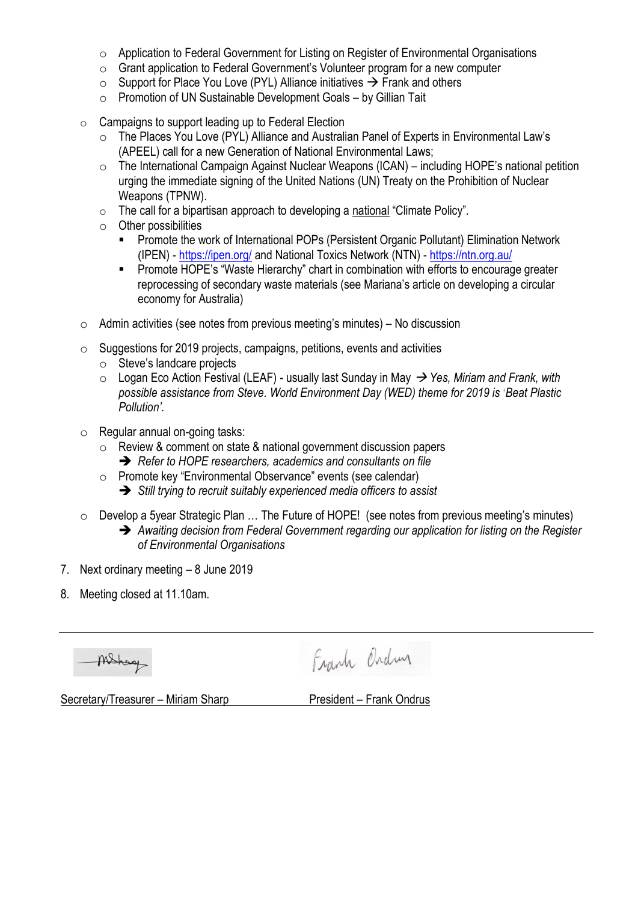- Application to Federal Government for Listing on Register of Environmental Organisations
  - Grant application to Federal Government's Volunteer program for a new computer
  - Support for Place You Love (PYL) Alliance initiatives → Frank and others
  - Promotion of UN Sustainable Development Goals – by Gillian Tait

- Campaigns to support leading up to Federal Election
  - The Places You Love (PYL) Alliance and Australian Panel of Experts in Environmental Law's (APEEL) call for a new Generation of National Environmental Laws;
  - The International Campaign Against Nuclear Weapons (ICAN) – including HOPE's national petition urging the immediate signing of the United Nations (UN) Treaty on the Prohibition of Nuclear Weapons (TPNW).
  - The call for a bipartisan approach to developing a national "Climate Policy".
  - Other possibilities
    - Promote the work of International POPs (Persistent Organic Pollutant) Elimination Network (IPEN) - https://ipen.org/ and National Toxics Network (NTN) - https://ntn.org.au/
    - Promote HOPE's "Waste Hierarchy" chart in combination with efforts to encourage greater reprocessing of secondary waste materials (see Mariana's article on developing a circular economy for Australia)

- Admin activities (see notes from previous meeting's minutes) – No discussion

- Suggestions for 2019 projects, campaigns, petitions, events and activities
  - Steve's landcare projects
  - Logan Eco Action Festival (LEAF) - usually last Sunday in May → *Yes, Miriam and Frank, with possible assistance from Steve. World Environment Day (WED) theme for 2019 is 'Beat Plastic Pollution'.*

- Regular annual on-going tasks:
  - Review & comment on state & national government discussion papers
    - ➔ *Refer to HOPE researchers, academics and consultants on file*
  - Promote key "Environmental Observance" events (see calendar)
    - ➔ *Still trying to recruit suitably experienced media officers to assist*

- Develop a 5year Strategic Plan … The Future of HOPE! (see notes from previous meeting's minutes)
  - ➔ *Awaiting decision from Federal Government regarding our application for listing on the Register of Environmental Organisations*

7. Next ordinary meeting – 8 June 2019

8. Meeting closed at 11.10am.

---

MSharp — Secretary/Treasurer – Miriam Sharp

Frank Ondrus — President – Frank Ondrus